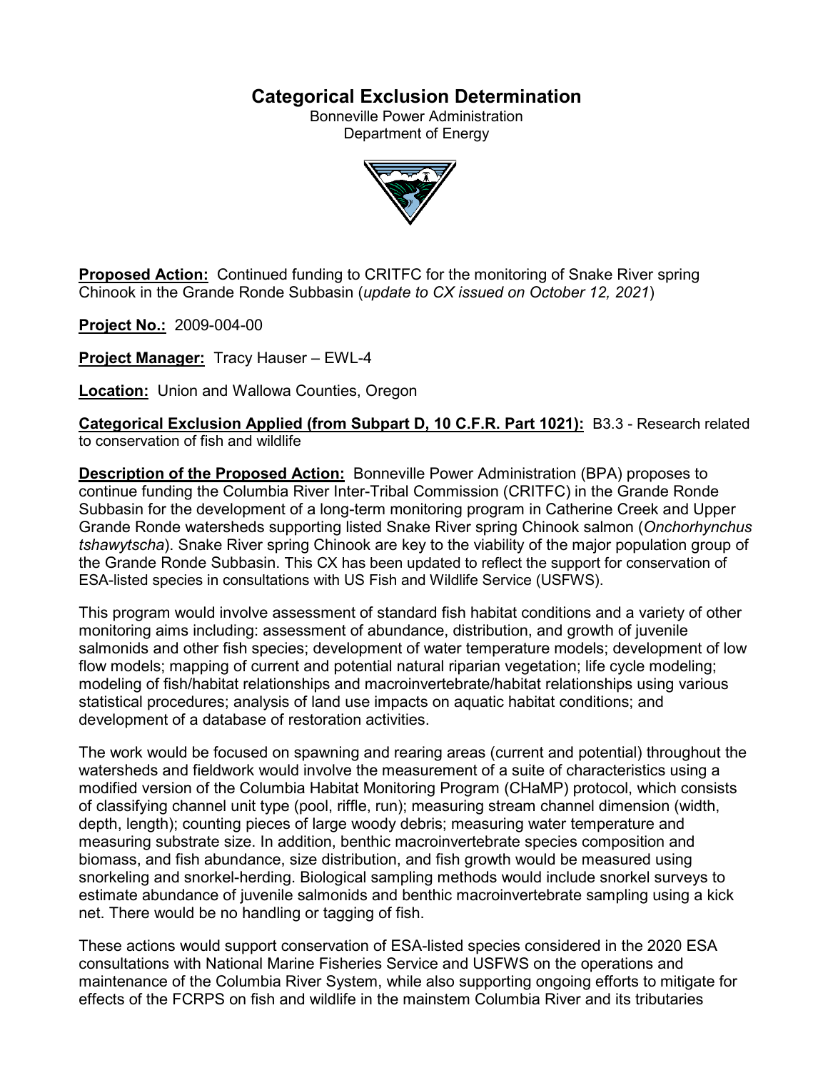# Categorical Exclusion Determination

Bonneville Power Administration
Department of Energy

**Proposed Action:** Continued funding to CRITFC for the monitoring of Snake River spring Chinook in the Grande Ronde Subbasin (*update to CX issued on October 12, 2021*)

**Project No.:** 2009-004-00

**Project Manager:** Tracy Hauser – EWL-4

**Location:** Union and Wallowa Counties, Oregon

**Categorical Exclusion Applied (from Subpart D, 10 C.F.R. Part 1021):** B3.3 - Research related to conservation of fish and wildlife

**Description of the Proposed Action:** Bonneville Power Administration (BPA) proposes to continue funding the Columbia River Inter-Tribal Commission (CRITFC) in the Grande Ronde Subbasin for the development of a long-term monitoring program in Catherine Creek and Upper Grande Ronde watersheds supporting listed Snake River spring Chinook salmon (*Onchorhynchus tshawytscha*). Snake River spring Chinook are key to the viability of the major population group of the Grande Ronde Subbasin. This CX has been updated to reflect the support for conservation of ESA-listed species in consultations with US Fish and Wildlife Service (USFWS).

This program would involve assessment of standard fish habitat conditions and a variety of other monitoring aims including: assessment of abundance, distribution, and growth of juvenile salmonids and other fish species; development of water temperature models; development of low flow models; mapping of current and potential natural riparian vegetation; life cycle modeling; modeling of fish/habitat relationships and macroinvertebrate/habitat relationships using various statistical procedures; analysis of land use impacts on aquatic habitat conditions; and development of a database of restoration activities.

The work would be focused on spawning and rearing areas (current and potential) throughout the watersheds and fieldwork would involve the measurement of a suite of characteristics using a modified version of the Columbia Habitat Monitoring Program (CHaMP) protocol, which consists of classifying channel unit type (pool, riffle, run); measuring stream channel dimension (width, depth, length); counting pieces of large woody debris; measuring water temperature and measuring substrate size. In addition, benthic macroinvertebrate species composition and biomass, and fish abundance, size distribution, and fish growth would be measured using snorkeling and snorkel-herding. Biological sampling methods would include snorkel surveys to estimate abundance of juvenile salmonids and benthic macroinvertebrate sampling using a kick net. There would be no handling or tagging of fish.

These actions would support conservation of ESA-listed species considered in the 2020 ESA consultations with National Marine Fisheries Service and USFWS on the operations and maintenance of the Columbia River System, while also supporting ongoing efforts to mitigate for effects of the FCRPS on fish and wildlife in the mainstem Columbia River and its tributaries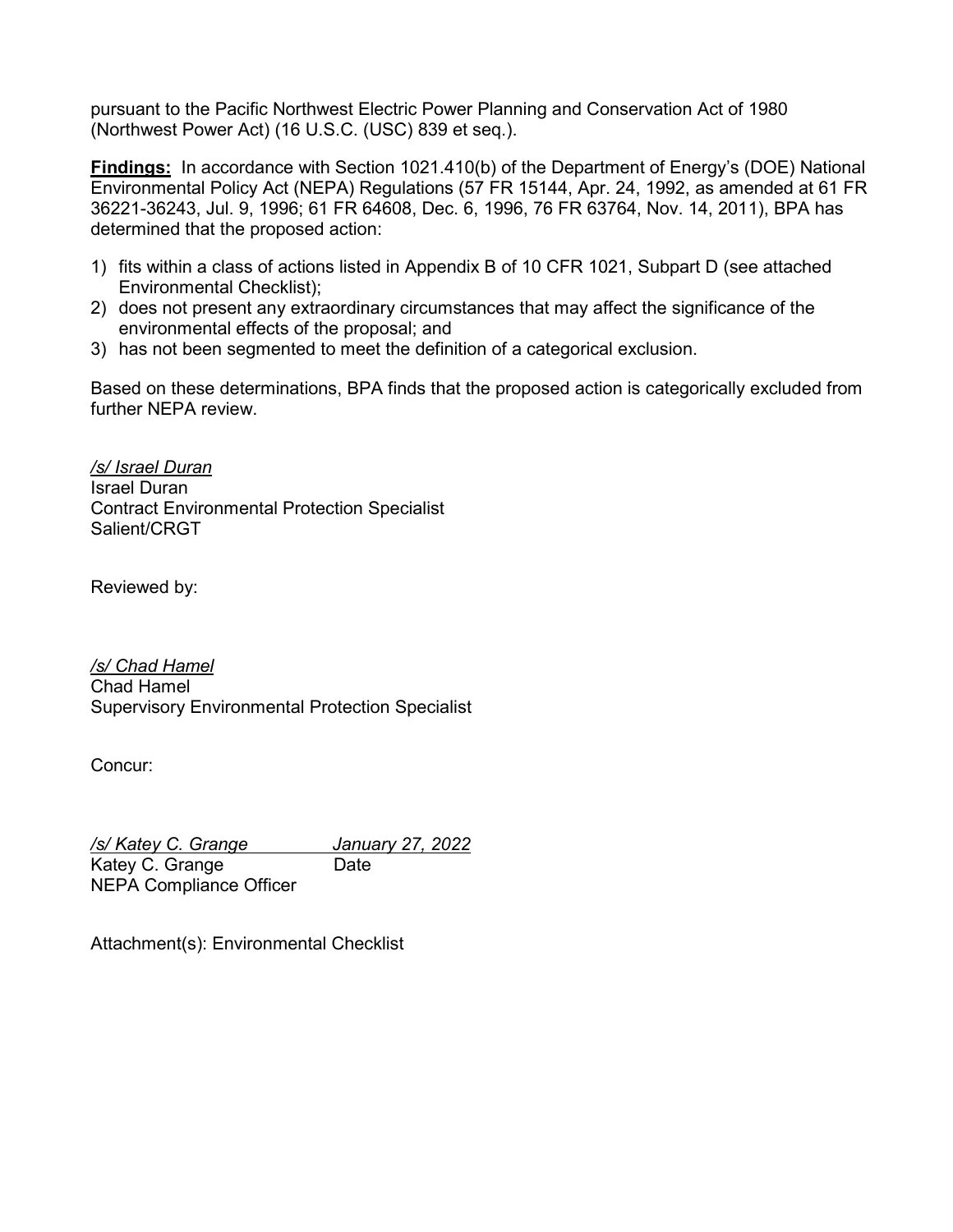pursuant to the Pacific Northwest Electric Power Planning and Conservation Act of 1980 (Northwest Power Act) (16 U.S.C. (USC) 839 et seq.).

**Findings:** In accordance with Section 1021.410(b) of the Department of Energy's (DOE) National Environmental Policy Act (NEPA) Regulations (57 FR 15144, Apr. 24, 1992, as amended at 61 FR 36221-36243, Jul. 9, 1996; 61 FR 64608, Dec. 6, 1996, 76 FR 63764, Nov. 14, 2011), BPA has determined that the proposed action:

1) fits within a class of actions listed in Appendix B of 10 CFR 1021, Subpart D (see attached Environmental Checklist);
2) does not present any extraordinary circumstances that may affect the significance of the environmental effects of the proposal; and
3) has not been segmented to meet the definition of a categorical exclusion.

Based on these determinations, BPA finds that the proposed action is categorically excluded from further NEPA review.

*/s/ Israel Duran*
Israel Duran
Contract Environmental Protection Specialist
Salient/CRGT

Reviewed by:

*/s/ Chad Hamel*
Chad Hamel
Supervisory Environmental Protection Specialist

Concur:

*/s/ Katey C. Grange* *January 27, 2022*
Katey C. Grange Date
NEPA Compliance Officer

Attachment(s): Environmental Checklist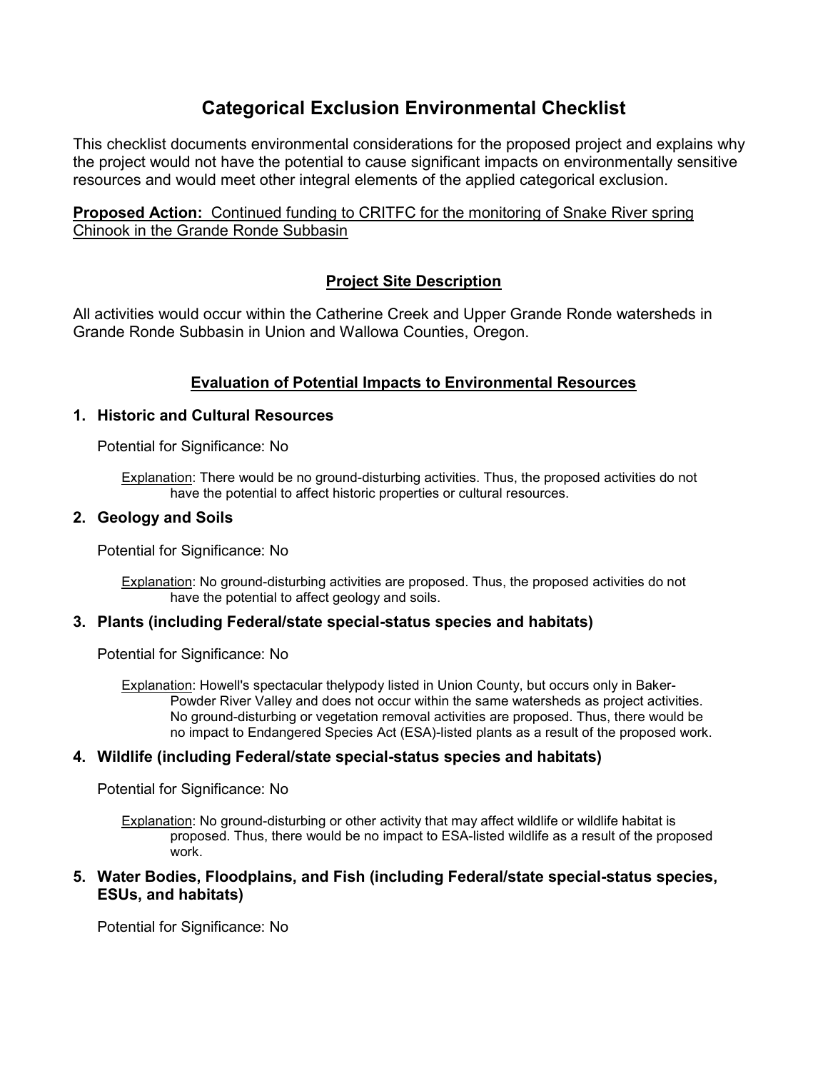# Categorical Exclusion Environmental Checklist

This checklist documents environmental considerations for the proposed project and explains why the project would not have the potential to cause significant impacts on environmentally sensitive resources and would meet other integral elements of the applied categorical exclusion.

**Proposed Action:** Continued funding to CRITFC for the monitoring of Snake River spring Chinook in the Grande Ronde Subbasin

## Project Site Description

All activities would occur within the Catherine Creek and Upper Grande Ronde watersheds in Grande Ronde Subbasin in Union and Wallowa Counties, Oregon.

## Evaluation of Potential Impacts to Environmental Resources

### 1. Historic and Cultural Resources

Potential for Significance: No

Explanation: There would be no ground-disturbing activities. Thus, the proposed activities do not have the potential to affect historic properties or cultural resources.

### 2. Geology and Soils

Potential for Significance: No

Explanation: No ground-disturbing activities are proposed. Thus, the proposed activities do not have the potential to affect geology and soils.

### 3. Plants (including Federal/state special-status species and habitats)

Potential for Significance: No

Explanation: Howell's spectacular thelypody listed in Union County, but occurs only in Baker-Powder River Valley and does not occur within the same watersheds as project activities. No ground-disturbing or vegetation removal activities are proposed. Thus, there would be no impact to Endangered Species Act (ESA)-listed plants as a result of the proposed work.

### 4. Wildlife (including Federal/state special-status species and habitats)

Potential for Significance: No

Explanation: No ground-disturbing or other activity that may affect wildlife or wildlife habitat is proposed. Thus, there would be no impact to ESA-listed wildlife as a result of the proposed work.

### 5. Water Bodies, Floodplains, and Fish (including Federal/state special-status species, ESUs, and habitats)

Potential for Significance: No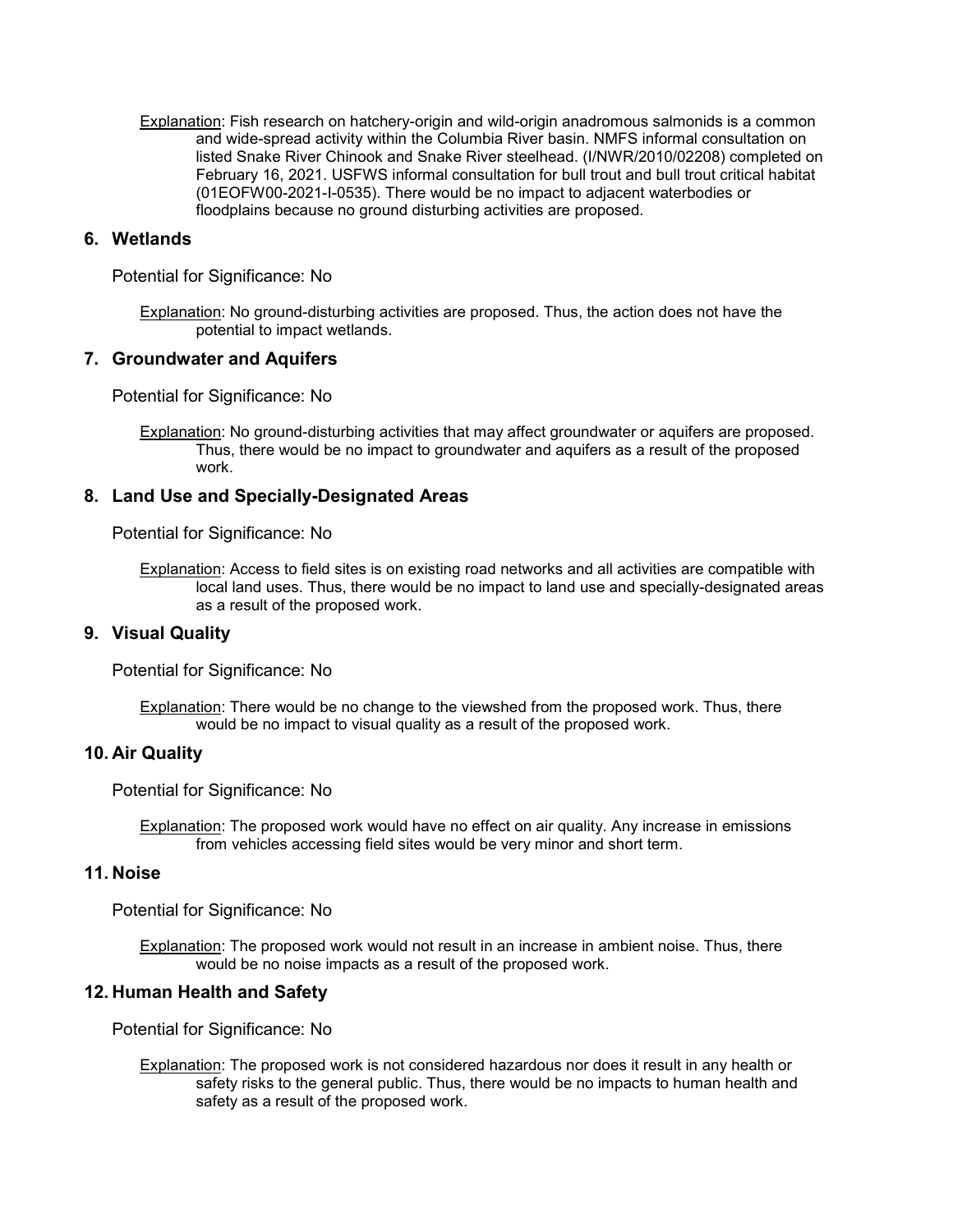Explanation: Fish research on hatchery-origin and wild-origin anadromous salmonids is a common and wide-spread activity within the Columbia River basin. NMFS informal consultation on listed Snake River Chinook and Snake River steelhead. (I/NWR/2010/02208) completed on February 16, 2021. USFWS informal consultation for bull trout and bull trout critical habitat (01EOFW00-2021-I-0535). There would be no impact to adjacent waterbodies or floodplains because no ground disturbing activities are proposed.

### 6. Wetlands

Potential for Significance: No

Explanation: No ground-disturbing activities are proposed. Thus, the action does not have the potential to impact wetlands.

### 7. Groundwater and Aquifers

Potential for Significance: No

Explanation: No ground-disturbing activities that may affect groundwater or aquifers are proposed. Thus, there would be no impact to groundwater and aquifers as a result of the proposed work.

### 8. Land Use and Specially-Designated Areas

Potential for Significance: No

Explanation: Access to field sites is on existing road networks and all activities are compatible with local land uses. Thus, there would be no impact to land use and specially-designated areas as a result of the proposed work.

### 9. Visual Quality

Potential for Significance: No

Explanation: There would be no change to the viewshed from the proposed work. Thus, there would be no impact to visual quality as a result of the proposed work.

### 10. Air Quality

Potential for Significance: No

Explanation: The proposed work would have no effect on air quality. Any increase in emissions from vehicles accessing field sites would be very minor and short term.

### 11. Noise

Potential for Significance: No

Explanation: The proposed work would not result in an increase in ambient noise. Thus, there would be no noise impacts as a result of the proposed work.

### 12. Human Health and Safety

Potential for Significance: No

Explanation: The proposed work is not considered hazardous nor does it result in any health or safety risks to the general public. Thus, there would be no impacts to human health and safety as a result of the proposed work.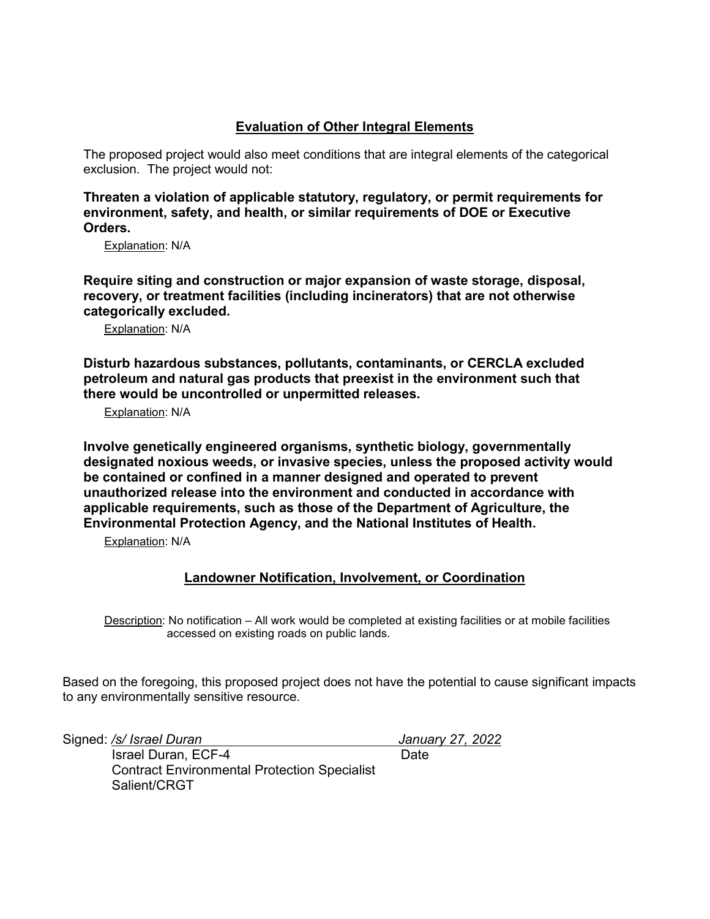## Evaluation of Other Integral Elements

The proposed project would also meet conditions that are integral elements of the categorical exclusion. The project would not:

**Threaten a violation of applicable statutory, regulatory, or permit requirements for environment, safety, and health, or similar requirements of DOE or Executive Orders.**

Explanation: N/A

**Require siting and construction or major expansion of waste storage, disposal, recovery, or treatment facilities (including incinerators) that are not otherwise categorically excluded.**

Explanation: N/A

**Disturb hazardous substances, pollutants, contaminants, or CERCLA excluded petroleum and natural gas products that preexist in the environment such that there would be uncontrolled or unpermitted releases.**

Explanation: N/A

**Involve genetically engineered organisms, synthetic biology, governmentally designated noxious weeds, or invasive species, unless the proposed activity would be contained or confined in a manner designed and operated to prevent unauthorized release into the environment and conducted in accordance with applicable requirements, such as those of the Department of Agriculture, the Environmental Protection Agency, and the National Institutes of Health.**

Explanation: N/A

## Landowner Notification, Involvement, or Coordination

Description: No notification – All work would be completed at existing facilities or at mobile facilities accessed on existing roads on public lands.

Based on the foregoing, this proposed project does not have the potential to cause significant impacts to any environmentally sensitive resource.

Signed: */s/ Israel Duran* *January 27, 2022*

Israel Duran, ECF-4 Date

Contract Environmental Protection Specialist

Salient/CRGT